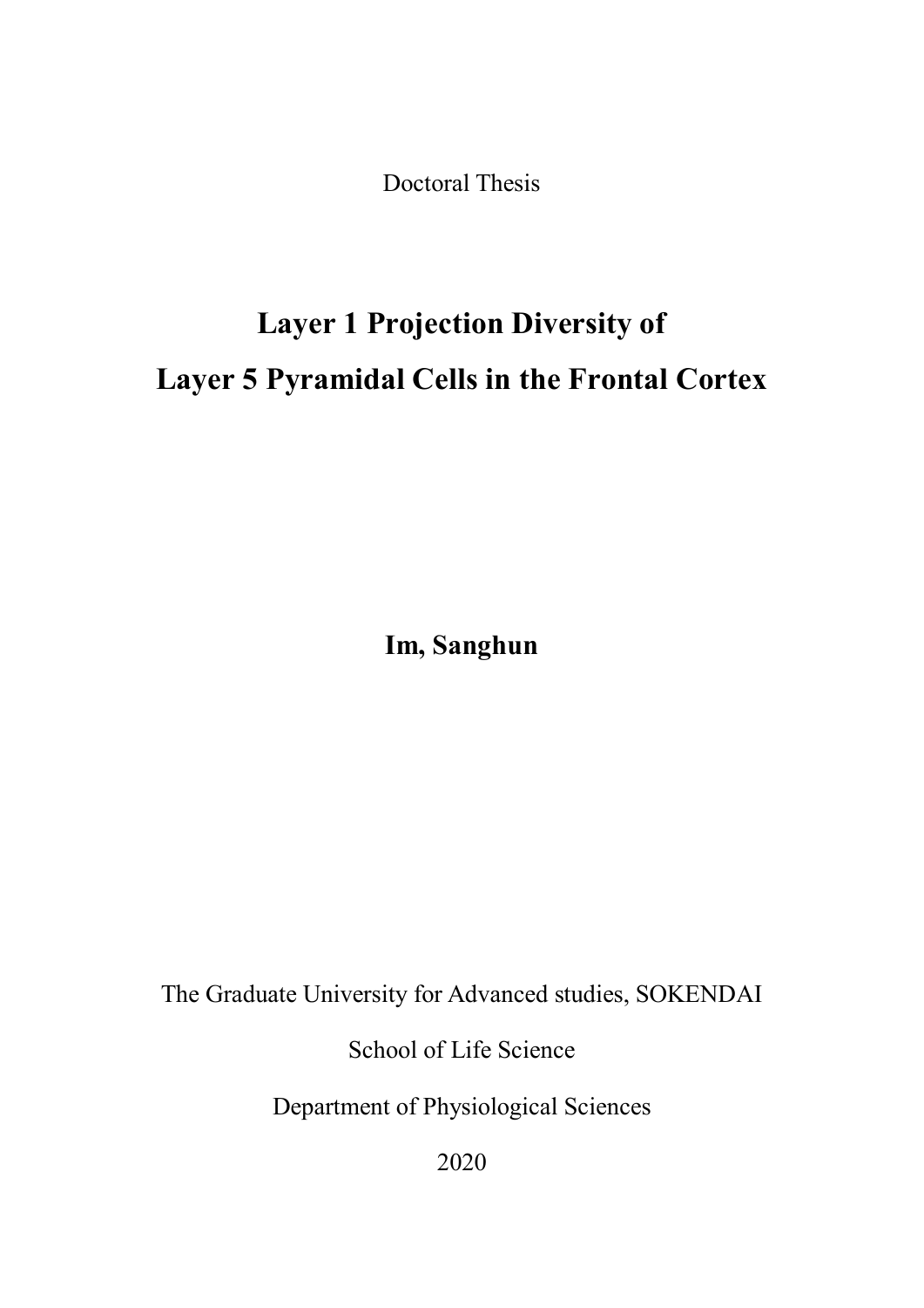Doctoral Thesis

# Layer 1 Projection Diversity of Layer 5 Pyramidal Cells in the Frontal Cortex

**Im, Sanghun**

The Graduate University for Advanced studies, SOKENDAI

School of Life Science

Department of Physiological Sciences

2020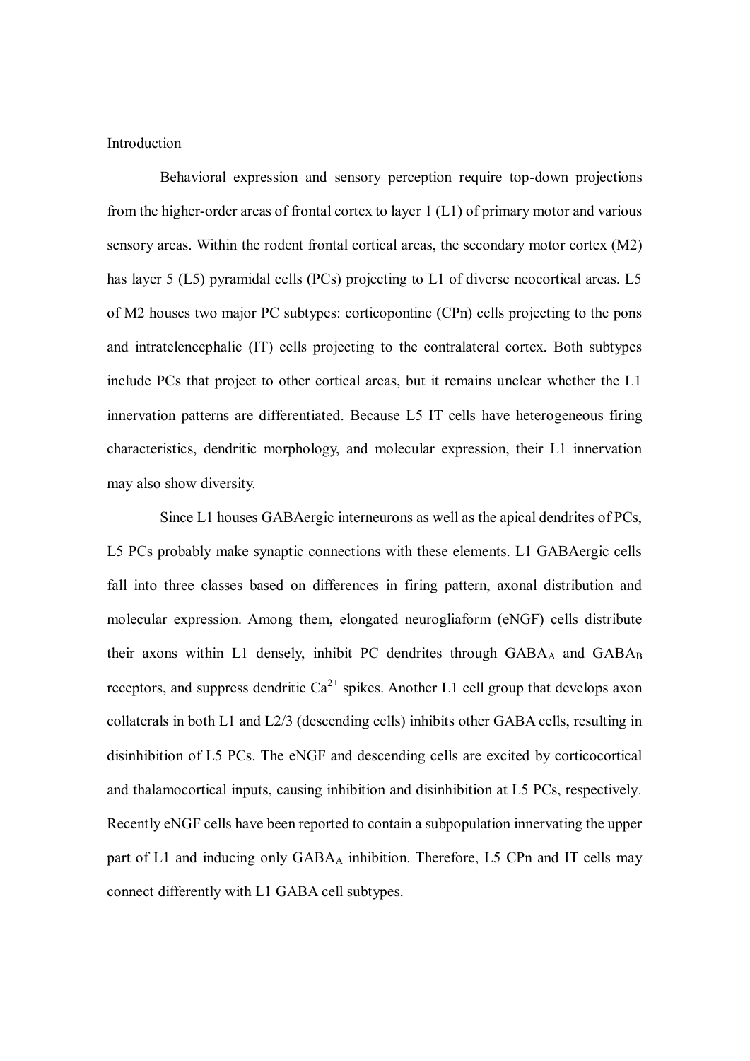## Introduction

Behavioral expression and sensory perception require top-down projections from the higher-order areas of frontal cortex to layer 1 (L1) of primary motor and various sensory areas. Within the rodent frontal cortical areas, the secondary motor cortex (M2) has layer 5 (L5) pyramidal cells (PCs) projecting to L1 of diverse neocortical areas. L5 of M2 houses two major PC subtypes: corticopontine (CPn) cells projecting to the pons and intratelencephalic (IT) cells projecting to the contralateral cortex. Both subtypes include PCs that project to other cortical areas, but it remains unclear whether the L1 innervation patterns are differentiated. Because L5 IT cells have heterogeneous firing characteristics, dendritic morphology, and molecular expression, their L1 innervation may also show diversity.

Since L1 houses GABAergic interneurons as well as the apical dendrites of PCs, L5 PCs probably make synaptic connections with these elements. L1 GABAergic cells fall into three classes based on differences in firing pattern, axonal distribution and molecular expression. Among them, elongated neurogliaform (eNGF) cells distribute their axons within L1 densely, inhibit PC dendrites through $GABA_A$ and $GABA_B$ receptors, and suppress dendritic $Ca^{2+}$ spikes. Another L1 cell group that develops axon collaterals in both L1 and L2/3 (descending cells) inhibits other GABA cells, resulting in disinhibition of L5 PCs. The eNGF and descending cells are excited by corticocortical and thalamocortical inputs, causing inhibition and disinhibition at L5 PCs, respectively. Recently eNGF cells have been reported to contain a subpopulation innervating the upper part of L1 and inducing only $GABA_A$ inhibition. Therefore, L5 CPn and IT cells may connect differently with L1 GABA cell subtypes.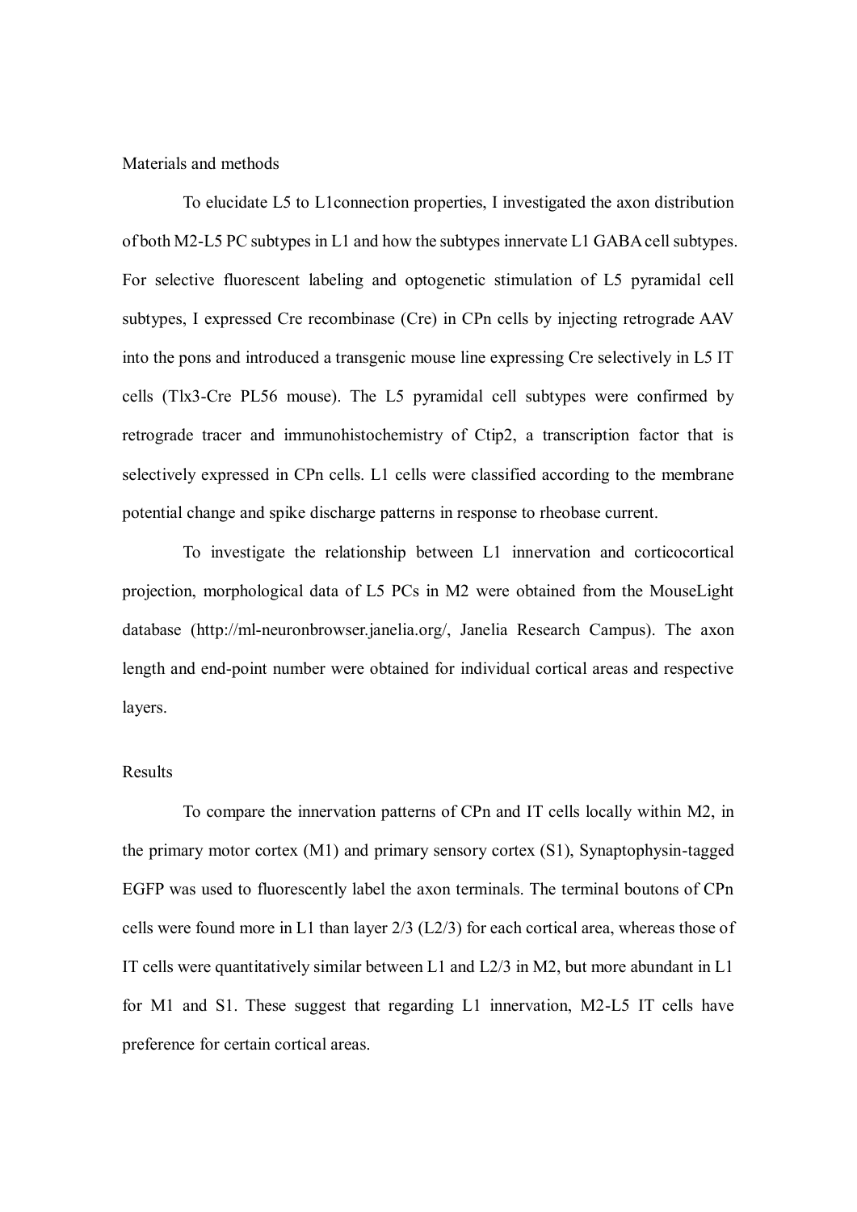## Materials and methods

To elucidate L5 to L1connection properties, I investigated the axon distribution of both M2-L5 PC subtypes in L1 and how the subtypes innervate L1 GABA cell subtypes. For selective fluorescent labeling and optogenetic stimulation of L5 pyramidal cell subtypes, I expressed Cre recombinase (Cre) in CPn cells by injecting retrograde AAV into the pons and introduced a transgenic mouse line expressing Cre selectively in L5 IT cells (Tlx3-Cre PL56 mouse). The L5 pyramidal cell subtypes were confirmed by retrograde tracer and immunohistochemistry of Ctip2, a transcription factor that is selectively expressed in CPn cells. L1 cells were classified according to the membrane potential change and spike discharge patterns in response to rheobase current.

To investigate the relationship between L1 innervation and corticocortical projection, morphological data of L5 PCs in M2 were obtained from the MouseLight database (http://ml-neuronbrowser.janelia.org/, Janelia Research Campus). The axon length and end-point number were obtained for individual cortical areas and respective layers.

## Results

To compare the innervation patterns of CPn and IT cells locally within M2, in the primary motor cortex (M1) and primary sensory cortex (S1), Synaptophysin-tagged EGFP was used to fluorescently label the axon terminals. The terminal boutons of CPn cells were found more in L1 than layer 2/3 (L2/3) for each cortical area, whereas those of IT cells were quantitatively similar between L1 and L2/3 in M2, but more abundant in L1 for M1 and S1. These suggest that regarding L1 innervation, M2-L5 IT cells have preference for certain cortical areas.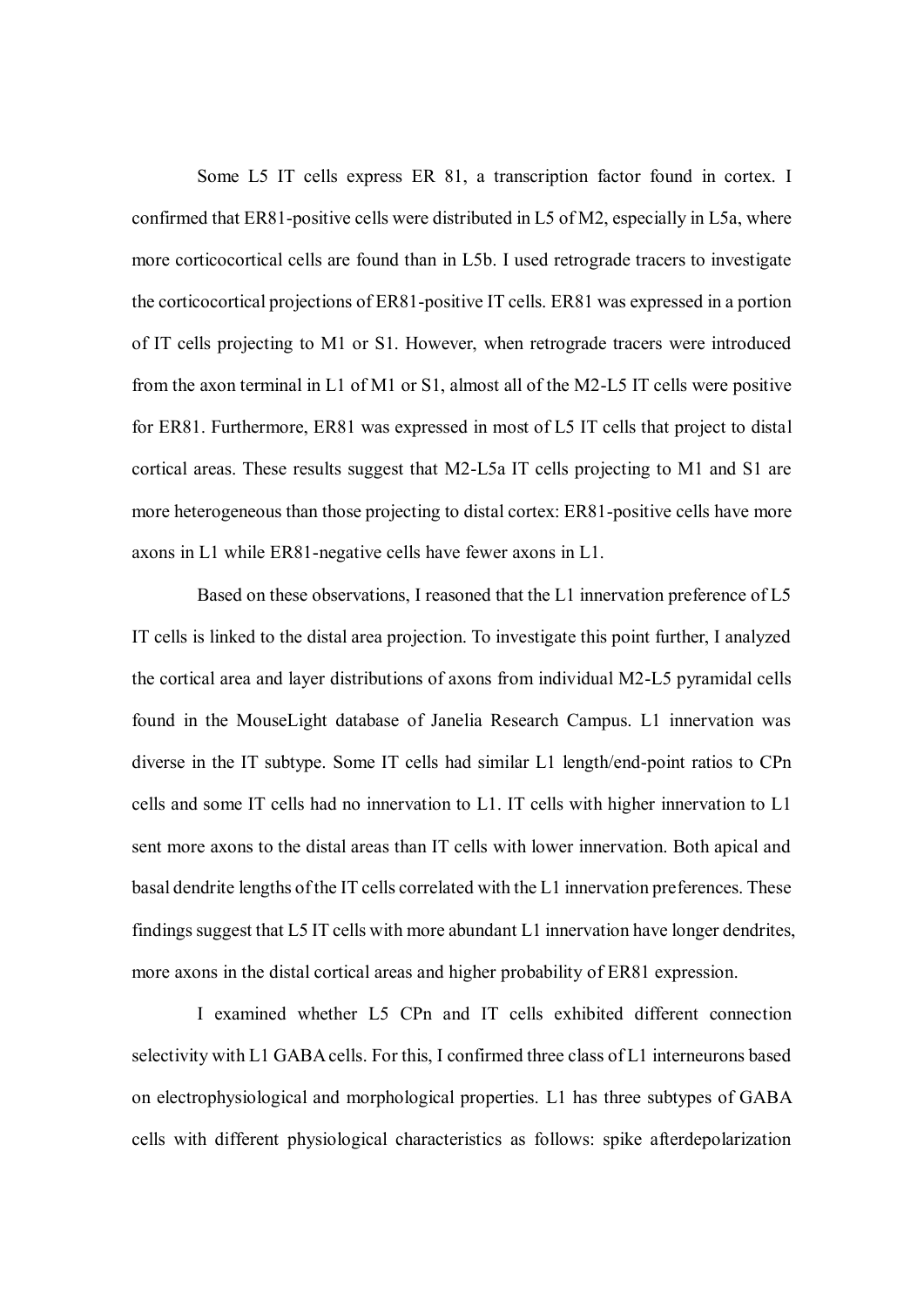Some L5 IT cells express ER 81, a transcription factor found in cortex. I confirmed that ER81-positive cells were distributed in L5 of M2, especially in L5a, where more corticocortical cells are found than in L5b. I used retrograde tracers to investigate the corticocortical projections of ER81-positive IT cells. ER81 was expressed in a portion of IT cells projecting to M1 or S1. However, when retrograde tracers were introduced from the axon terminal in L1 of M1 or S1, almost all of the M2-L5 IT cells were positive for ER81. Furthermore, ER81 was expressed in most of L5 IT cells that project to distal cortical areas. These results suggest that M2-L5a IT cells projecting to M1 and S1 are more heterogeneous than those projecting to distal cortex: ER81-positive cells have more axons in L1 while ER81-negative cells have fewer axons in L1.

Based on these observations, I reasoned that the L1 innervation preference of L5 IT cells is linked to the distal area projection. To investigate this point further, I analyzed the cortical area and layer distributions of axons from individual M2-L5 pyramidal cells found in the MouseLight database of Janelia Research Campus. L1 innervation was diverse in the IT subtype. Some IT cells had similar L1 length/end-point ratios to CPn cells and some IT cells had no innervation to L1. IT cells with higher innervation to L1 sent more axons to the distal areas than IT cells with lower innervation. Both apical and basal dendrite lengths of the IT cells correlated with the L1 innervation preferences. These findings suggest that L5 IT cells with more abundant L1 innervation have longer dendrites, more axons in the distal cortical areas and higher probability of ER81 expression.

I examined whether L5 CPn and IT cells exhibited different connection selectivity with L1 GABA cells. For this, I confirmed three class of L1 interneurons based on electrophysiological and morphological properties. L1 has three subtypes of GABA cells with different physiological characteristics as follows: spike afterdepolarization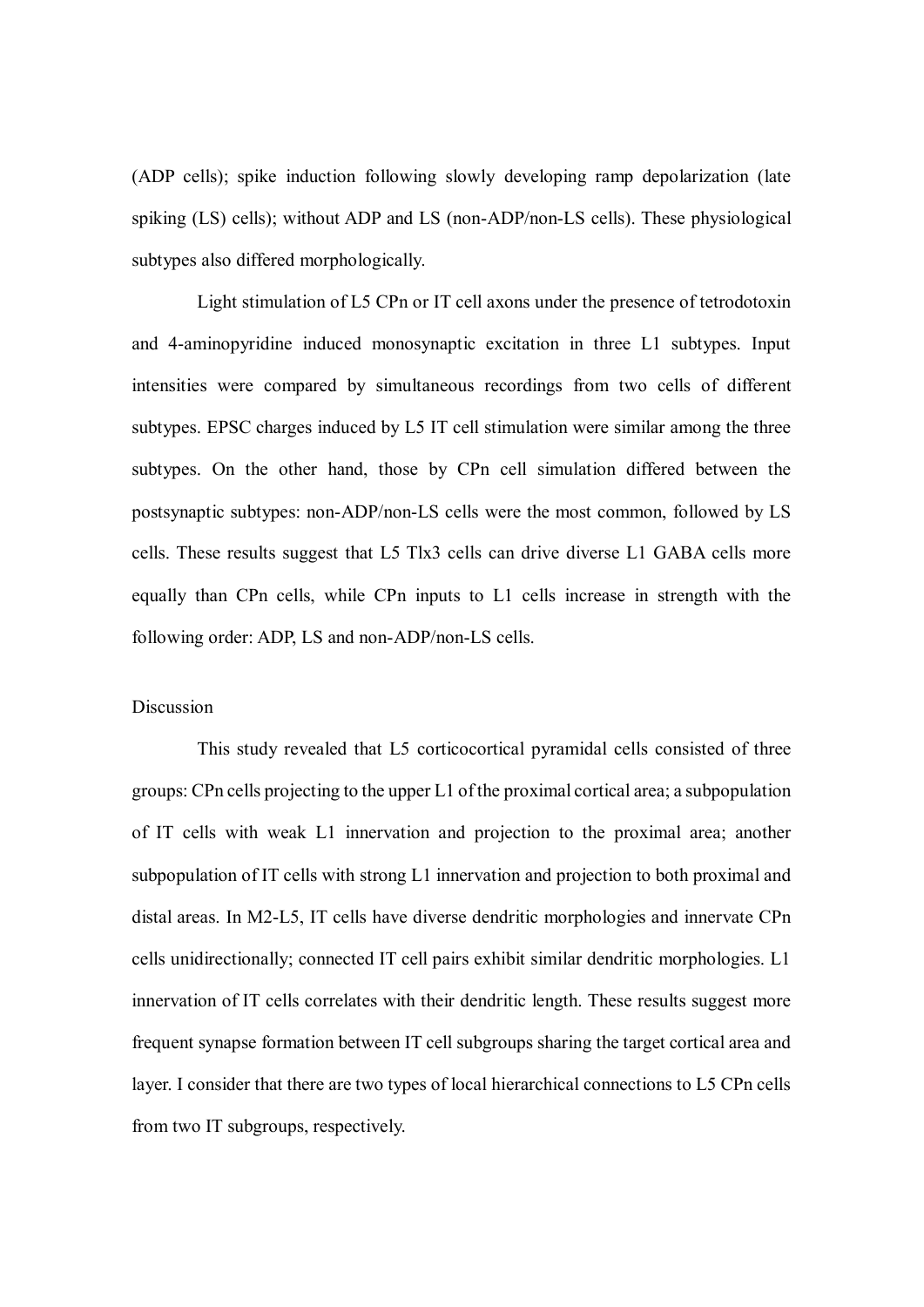(ADP cells); spike induction following slowly developing ramp depolarization (late spiking (LS) cells); without ADP and LS (non-ADP/non-LS cells). These physiological subtypes also differed morphologically.

Light stimulation of L5 CPn or IT cell axons under the presence of tetrodotoxin and 4-aminopyridine induced monosynaptic excitation in three L1 subtypes. Input intensities were compared by simultaneous recordings from two cells of different subtypes. EPSC charges induced by L5 IT cell stimulation were similar among the three subtypes. On the other hand, those by CPn cell simulation differed between the postsynaptic subtypes: non-ADP/non-LS cells were the most common, followed by LS cells. These results suggest that L5 Tlx3 cells can drive diverse L1 GABA cells more equally than CPn cells, while CPn inputs to L1 cells increase in strength with the following order: ADP, LS and non-ADP/non-LS cells.

## Discussion

This study revealed that L5 corticocortical pyramidal cells consisted of three groups: CPn cells projecting to the upper L1 of the proximal cortical area; a subpopulation of IT cells with weak L1 innervation and projection to the proximal area; another subpopulation of IT cells with strong L1 innervation and projection to both proximal and distal areas. In M2-L5, IT cells have diverse dendritic morphologies and innervate CPn cells unidirectionally; connected IT cell pairs exhibit similar dendritic morphologies. L1 innervation of IT cells correlates with their dendritic length. These results suggest more frequent synapse formation between IT cell subgroups sharing the target cortical area and layer. I consider that there are two types of local hierarchical connections to L5 CPn cells from two IT subgroups, respectively.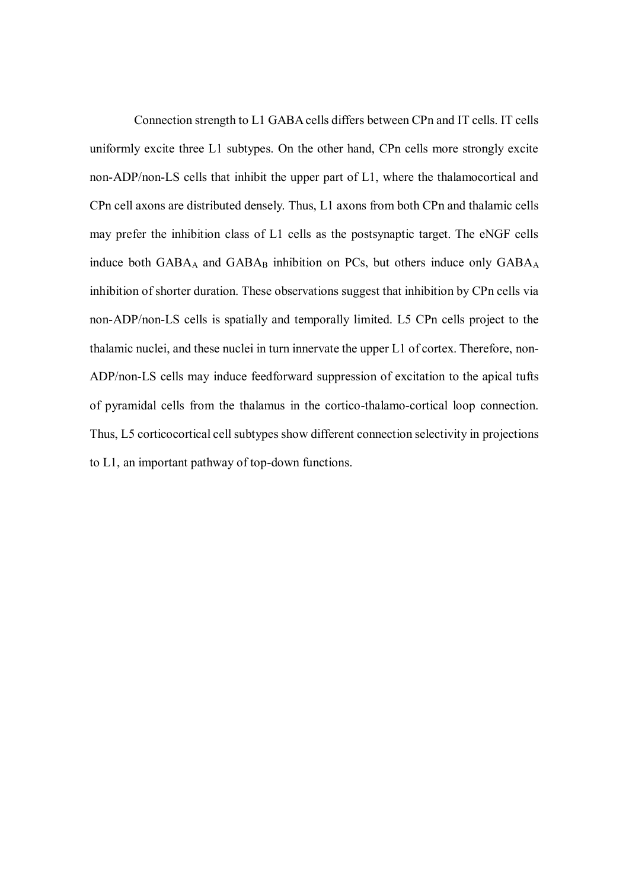Connection strength to L1 GABA cells differs between CPn and IT cells. IT cells uniformly excite three L1 subtypes. On the other hand, CPn cells more strongly excite non-ADP/non-LS cells that inhibit the upper part of L1, where the thalamocortical and CPn cell axons are distributed densely. Thus, L1 axons from both CPn and thalamic cells may prefer the inhibition class of L1 cells as the postsynaptic target. The eNGF cells induce both $GABA_A$ and $GABA_B$ inhibition on PCs, but others induce only $GABA_A$ inhibition of shorter duration. These observations suggest that inhibition by CPn cells via non-ADP/non-LS cells is spatially and temporally limited. L5 CPn cells project to the thalamic nuclei, and these nuclei in turn innervate the upper L1 of cortex. Therefore, non-ADP/non-LS cells may induce feedforward suppression of excitation to the apical tufts of pyramidal cells from the thalamus in the cortico-thalamo-cortical loop connection. Thus, L5 corticocortical cell subtypes show different connection selectivity in projections to L1, an important pathway of top-down functions.